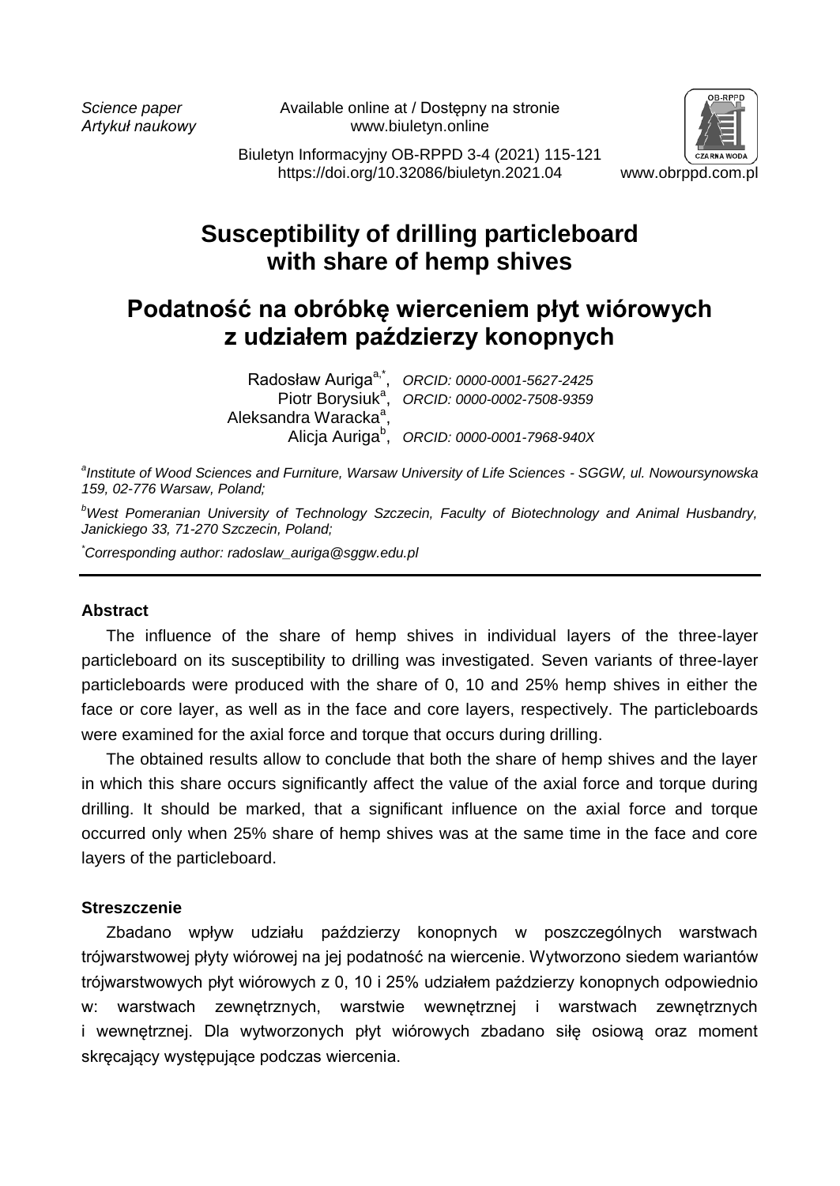Science paper
Artykuł naukowy

Available online at / Dostępny na stronie
www.biuletyn.online

Biuletyn Informacyjny OB-RPPD 3-4 (2021) 115-121
https://doi.org/10.32086/biuletyn.2021.04

www.obrppd.com.pl

# Susceptibility of drilling particleboard with share of hemp shives

# Podatność na obróbkę wierceniem płyt wiórowych z udziałem paździerzy konopnych

Radosław Auriga[a,*], *ORCID: 0000-0001-5627-2425*
Piotr Borysiuk[a], *ORCID: 0000-0002-7508-9359*
Aleksandra Waracka[a],
Alicja Auriga[b], *ORCID: 0000-0001-7968-940X*

[a] *Institute of Wood Sciences and Furniture, Warsaw University of Life Sciences - SGGW, ul. Nowoursynowska 159, 02-776 Warsaw, Poland;*

[b] *West Pomeranian University of Technology Szczecin, Faculty of Biotechnology and Animal Husbandry, Janickiego 33, 71-270 Szczecin, Poland;*

[*] *Corresponding author: radoslaw_auriga@sggw.edu.pl*

---

**Abstract**

The influence of the share of hemp shives in individual layers of the three-layer particleboard on its susceptibility to drilling was investigated. Seven variants of three-layer particleboards were produced with the share of 0, 10 and 25% hemp shives in either the face or core layer, as well as in the face and core layers, respectively. The particleboards were examined for the axial force and torque that occurs during drilling.

The obtained results allow to conclude that both the share of hemp shives and the layer in which this share occurs significantly affect the value of the axial force and torque during drilling. It should be marked, that a significant influence on the axial force and torque occurred only when 25% share of hemp shives was at the same time in the face and core layers of the particleboard.

**Streszczenie**

Zbadano wpływ udziału paździerzy konopnych w poszczególnych warstwach trójwarstwowej płyty wiórowej na jej podatność na wiercenie. Wytworzono siedem wariantów trójwarstwowych płyt wiórowych z 0, 10 i 25% udziałem paździerzy konopnych odpowiednio w: warstwach zewnętrznych, warstwie wewnętrznej i warstwach zewnętrznych i wewnętrznej. Dla wytworzonych płyt wiórowych zbadano siłę osiową oraz moment skręcający występujące podczas wiercenia.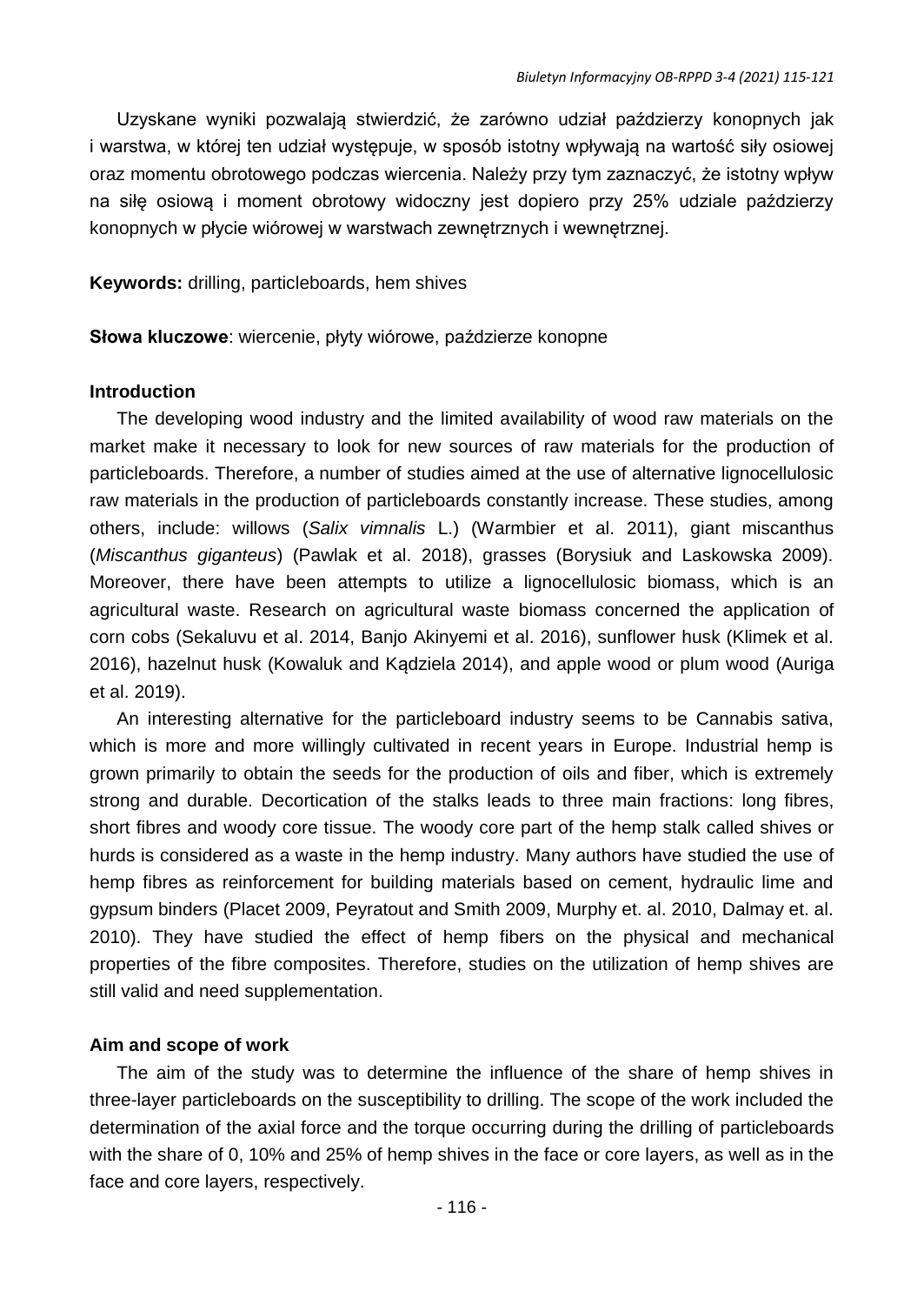Uzyskane wyniki pozwalają stwierdzić, że zarówno udział paździerzy konopnych jak i warstwa, w której ten udział występuje, w sposób istotny wpływają na wartość siły osiowej oraz momentu obrotowego podczas wiercenia. Należy przy tym zaznaczyć, że istotny wpływ na siłę osiową i moment obrotowy widoczny jest dopiero przy 25% udziale paździerzy konopnych w płycie wiórowej w warstwach zewnętrznych i wewnętrznej.

**Keywords:** drilling, particleboards, hem shives

**Słowa kluczowe**: wiercenie, płyty wiórowe, paździerze konopne

## Introduction

The developing wood industry and the limited availability of wood raw materials on the market make it necessary to look for new sources of raw materials for the production of particleboards. Therefore, a number of studies aimed at the use of alternative lignocellulosic raw materials in the production of particleboards constantly increase. These studies, among others, include: willows (*Salix vimnalis* L.) (Warmbier et al. 2011), giant miscanthus (*Miscanthus giganteus*) (Pawlak et al. 2018), grasses (Borysiuk and Laskowska 2009). Moreover, there have been attempts to utilize a lignocellulosic biomass, which is an agricultural waste. Research on agricultural waste biomass concerned the application of corn cobs (Sekaluvu et al. 2014, Banjo Akinyemi et al. 2016), sunflower husk (Klimek et al. 2016), hazelnut husk (Kowaluk and Kądziela 2014), and apple wood or plum wood (Auriga et al. 2019).

An interesting alternative for the particleboard industry seems to be Cannabis sativa, which is more and more willingly cultivated in recent years in Europe. Industrial hemp is grown primarily to obtain the seeds for the production of oils and fiber, which is extremely strong and durable. Decortication of the stalks leads to three main fractions: long fibres, short fibres and woody core tissue. The woody core part of the hemp stalk called shives or hurds is considered as a waste in the hemp industry. Many authors have studied the use of hemp fibres as reinforcement for building materials based on cement, hydraulic lime and gypsum binders (Placet 2009, Peyratout and Smith 2009, Murphy et. al. 2010, Dalmay et. al. 2010). They have studied the effect of hemp fibers on the physical and mechanical properties of the fibre composites. Therefore, studies on the utilization of hemp shives are still valid and need supplementation.

## Aim and scope of work

The aim of the study was to determine the influence of the share of hemp shives in three-layer particleboards on the susceptibility to drilling. The scope of the work included the determination of the axial force and the torque occurring during the drilling of particleboards with the share of 0, 10% and 25% of hemp shives in the face or core layers, as well as in the face and core layers, respectively.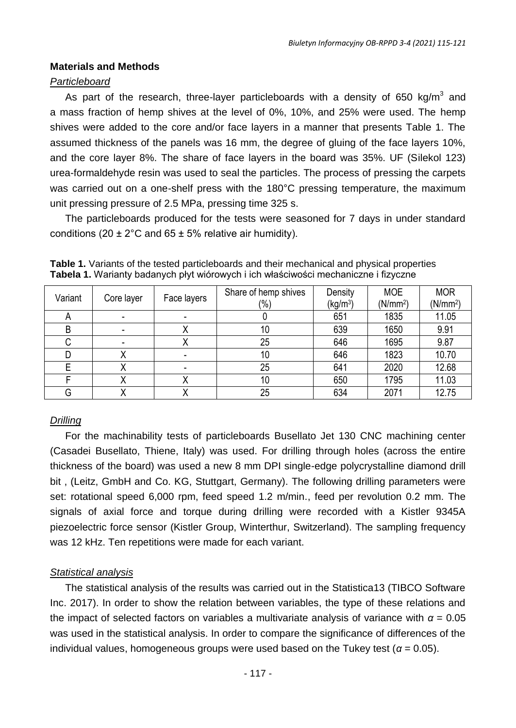## Materials and Methods

### *Particleboard*

As part of the research, three-layer particleboards with a density of 650 kg/m$^3$ and a mass fraction of hemp shives at the level of 0%, 10%, and 25% were used. The hemp shives were added to the core and/or face layers in a manner that presents Table 1. The assumed thickness of the panels was 16 mm, the degree of gluing of the face layers 10%, and the core layer 8%. The share of face layers in the board was 35%. UF (Silekol 123) urea-formaldehyde resin was used to seal the particles. The process of pressing the carpets was carried out on a one-shelf press with the 180°C pressing temperature, the maximum unit pressing pressure of 2.5 MPa, pressing time 325 s.

The particleboards produced for the tests were seasoned for 7 days in under standard conditions (20 ± 2°C and 65 ± 5% relative air humidity).

**Table 1.** Variants of the tested particleboards and their mechanical and physical properties
**Tabela 1.** Warianty badanych płyt wiórowych i ich właściwości mechaniczne i fizyczne

| Variant | Core layer | Face layers | Share of hemp shives (%) | Density (kg/m$^3$) | MOE (N/mm$^2$) | MOR (N/mm$^2$) |
|---|---|---|---|---|---|---|
| A | - | - | 0 | 651 | 1835 | 11.05 |
| B | - | X | 10 | 639 | 1650 | 9.91 |
| C | - | X | 25 | 646 | 1695 | 9.87 |
| D | X | - | 10 | 646 | 1823 | 10.70 |
| E | X | - | 25 | 641 | 2020 | 12.68 |
| F | X | X | 10 | 650 | 1795 | 11.03 |
| G | X | X | 25 | 634 | 2071 | 12.75 |

### *Drilling*

For the machinability tests of particleboards Busellato Jet 130 CNC machining center (Casadei Busellato, Thiene, Italy) was used. For drilling through holes (across the entire thickness of the board) was used a new 8 mm DPI single-edge polycrystalline diamond drill bit , (Leitz, GmbH and Co. KG, Stuttgart, Germany). The following drilling parameters were set: rotational speed 6,000 rpm, feed speed 1.2 m/min., feed per revolution 0.2 mm. The signals of axial force and torque during drilling were recorded with a Kistler 9345A piezoelectric force sensor (Kistler Group, Winterthur, Switzerland). The sampling frequency was 12 kHz. Ten repetitions were made for each variant.

### *Statistical analysis*

The statistical analysis of the results was carried out in the Statistica13 (TIBCO Software Inc. 2017). In order to show the relation between variables, the type of these relations and the impact of selected factors on variables a multivariate analysis of variance with $\alpha = 0.05$ was used in the statistical analysis. In order to compare the significance of differences of the individual values, homogeneous groups were used based on the Tukey test ($\alpha = 0.05$).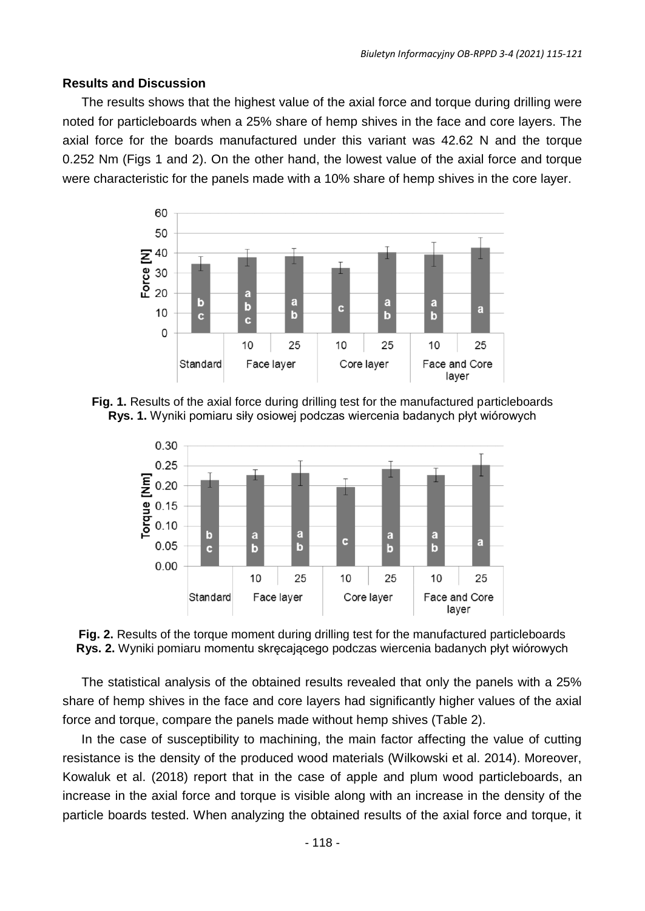## Results and Discussion

The results shows that the highest value of the axial force and torque during drilling were noted for particleboards when a 25% share of hemp shives in the face and core layers. The axial force for the boards manufactured under this variant was 42.62 N and the torque 0.252 Nm (Figs 1 and 2). On the other hand, the lowest value of the axial force and torque were characteristic for the panels made with a 10% share of hemp shives in the core layer.

**Fig. 1.** Results of the axial force during drilling test for the manufactured particleboards
**Rys. 1.** Wyniki pomiaru siły osiowej podczas wiercenia badanych płyt wiórowych

**Fig. 2.** Results of the torque moment during drilling test for the manufactured particleboards
**Rys. 2.** Wyniki pomiaru momentu skręcającego podczas wiercenia badanych płyt wiórowych

The statistical analysis of the obtained results revealed that only the panels with a 25% share of hemp shives in the face and core layers had significantly higher values of the axial force and torque, compare the panels made without hemp shives (Table 2).

In the case of susceptibility to machining, the main factor affecting the value of cutting resistance is the density of the produced wood materials (Wilkowski et al. 2014). Moreover, Kowaluk et al. (2018) report that in the case of apple and plum wood particleboards, an increase in the axial force and torque is visible along with an increase in the density of the particle boards tested. When analyzing the obtained results of the axial force and torque, it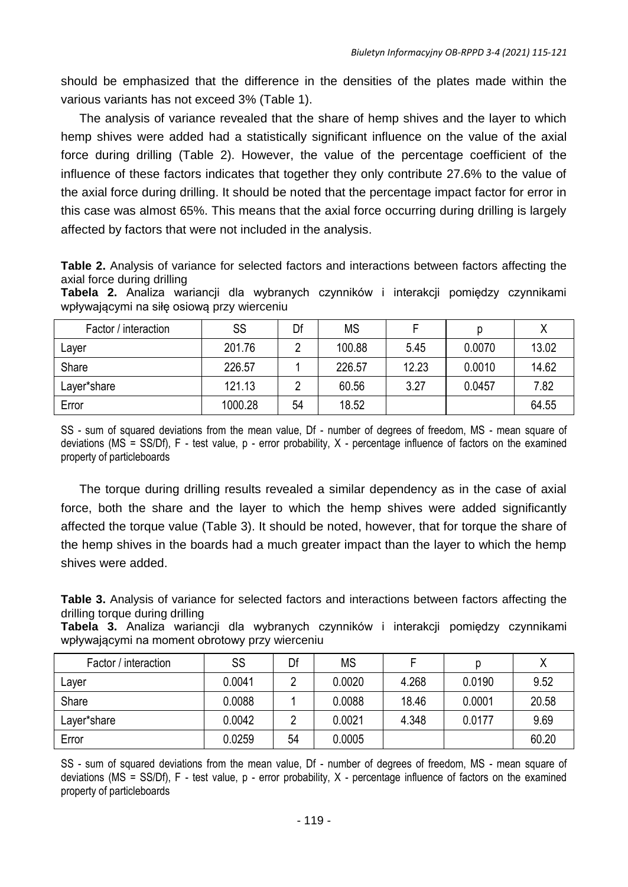should be emphasized that the difference in the densities of the plates made within the various variants has not exceed 3% (Table 1).

The analysis of variance revealed that the share of hemp shives and the layer to which hemp shives were added had a statistically significant influence on the value of the axial force during drilling (Table 2). However, the value of the percentage coefficient of the influence of these factors indicates that together they only contribute 27.6% to the value of the axial force during drilling. It should be noted that the percentage impact factor for error in this case was almost 65%. This means that the axial force occurring during drilling is largely affected by factors that were not included in the analysis.

**Table 2.** Analysis of variance for selected factors and interactions between factors affecting the axial force during drilling
**Tabela 2.** Analiza wariancji dla wybranych czynników i interakcji pomiędzy czynnikami wpływającymi na siłę osiową przy wierceniu

| Factor / interaction | SS | Df | MS | F | p | X |
|---|---|---|---|---|---|---|
| Layer | 201.76 | 2 | 100.88 | 5.45 | 0.0070 | 13.02 |
| Share | 226.57 | 1 | 226.57 | 12.23 | 0.0010 | 14.62 |
| Layer*share | 121.13 | 2 | 60.56 | 3.27 | 0.0457 | 7.82 |
| Error | 1000.28 | 54 | 18.52 | | | 64.55 |

SS - sum of squared deviations from the mean value, Df - number of degrees of freedom, MS - mean square of deviations (MS = SS/Df), F - test value, p - error probability, X - percentage influence of factors on the examined property of particleboards

The torque during drilling results revealed a similar dependency as in the case of axial force, both the share and the layer to which the hemp shives were added significantly affected the torque value (Table 3). It should be noted, however, that for torque the share of the hemp shives in the boards had a much greater impact than the layer to which the hemp shives were added.

**Table 3.** Analysis of variance for selected factors and interactions between factors affecting the drilling torque during drilling
**Tabela 3.** Analiza wariancji dla wybranych czynników i interakcji pomiędzy czynnikami wpływającymi na moment obrotowy przy wierceniu

| Factor / interaction | SS | Df | MS | F | p | X |
|---|---|---|---|---|---|---|
| Layer | 0.0041 | 2 | 0.0020 | 4.268 | 0.0190 | 9.52 |
| Share | 0.0088 | 1 | 0.0088 | 18.46 | 0.0001 | 20.58 |
| Layer*share | 0.0042 | 2 | 0.0021 | 4.348 | 0.0177 | 9.69 |
| Error | 0.0259 | 54 | 0.0005 | | | 60.20 |

SS - sum of squared deviations from the mean value, Df - number of degrees of freedom, MS - mean square of deviations (MS = SS/Df), F - test value, p - error probability, X - percentage influence of factors on the examined property of particleboards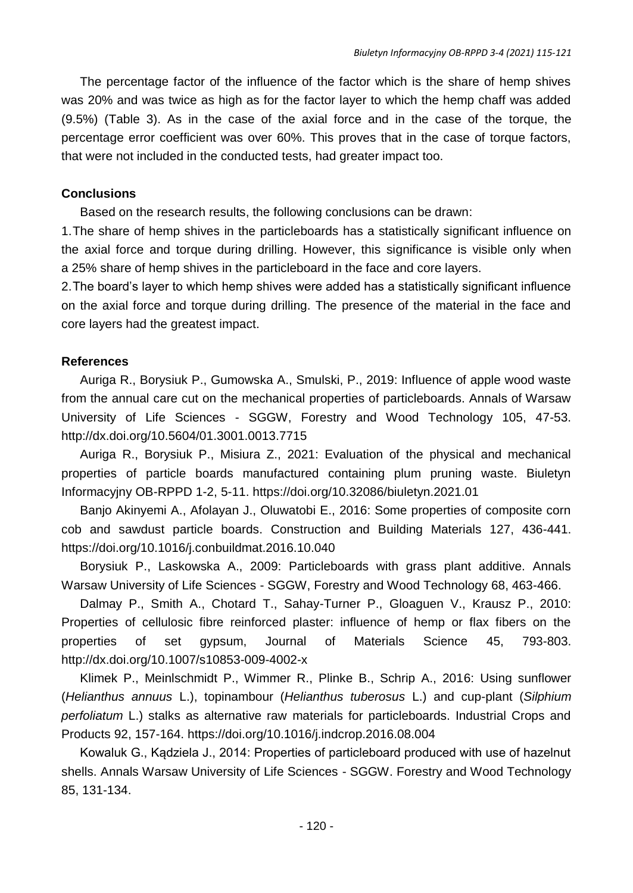The percentage factor of the influence of the factor which is the share of hemp shives was 20% and was twice as high as for the factor layer to which the hemp chaff was added (9.5%) (Table 3). As in the case of the axial force and in the case of the torque, the percentage error coefficient was over 60%. This proves that in the case of torque factors, that were not included in the conducted tests, had greater impact too.

## Conclusions

Based on the research results, the following conclusions can be drawn:

1. The share of hemp shives in the particleboards has a statistically significant influence on the axial force and torque during drilling. However, this significance is visible only when a 25% share of hemp shives in the particleboard in the face and core layers.
2. The board's layer to which hemp shives were added has a statistically significant influence on the axial force and torque during drilling. The presence of the material in the face and core layers had the greatest impact.

## References

Auriga R., Borysiuk P., Gumowska A., Smulski, P., 2019: Influence of apple wood waste from the annual care cut on the mechanical properties of particleboards. Annals of Warsaw University of Life Sciences - SGGW, Forestry and Wood Technology 105, 47-53. http://dx.doi.org/10.5604/01.3001.0013.7715

Auriga R., Borysiuk P., Misiura Z., 2021: Evaluation of the physical and mechanical properties of particle boards manufactured containing plum pruning waste. Biuletyn Informacyjny OB-RPPD 1-2, 5-11. https://doi.org/10.32086/biuletyn.2021.01

Banjo Akinyemi A., Afolayan J., Oluwatobi E., 2016: Some properties of composite corn cob and sawdust particle boards. Construction and Building Materials 127, 436-441. https://doi.org/10.1016/j.conbuildmat.2016.10.040

Borysiuk P., Laskowska A., 2009: Particleboards with grass plant additive. Annals Warsaw University of Life Sciences - SGGW, Forestry and Wood Technology 68, 463-466.

Dalmay P., Smith A., Chotard T., Sahay-Turner P., Gloaguen V., Krausz P., 2010: Properties of cellulosic fibre reinforced plaster: influence of hemp or flax fibers on the properties of set gypsum, Journal of Materials Science 45, 793-803. http://dx.doi.org/10.1007/s10853-009-4002-x

Klimek P., Meinlschmidt P., Wimmer R., Plinke B., Schrip A., 2016: Using sunflower (*Helianthus annuus* L.), topinambour (*Helianthus tuberosus* L.) and cup-plant (*Silphium perfoliatum* L.) stalks as alternative raw materials for particleboards. Industrial Crops and Products 92, 157-164. https://doi.org/10.1016/j.indcrop.2016.08.004

Kowaluk G., Kądziela J., 2014: Properties of particleboard produced with use of hazelnut shells. Annals Warsaw University of Life Sciences - SGGW. Forestry and Wood Technology 85, 131-134.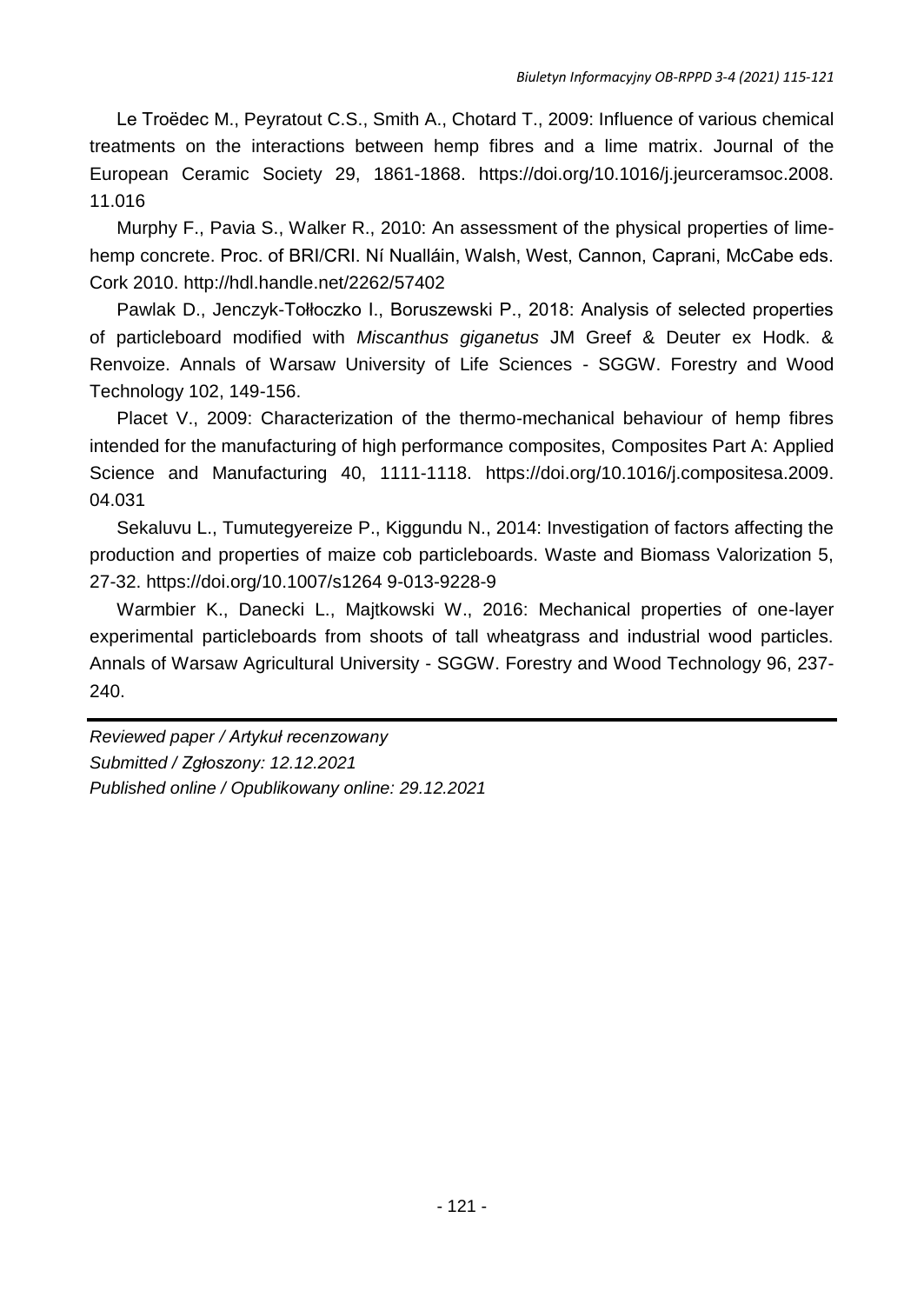Le Troëdec M., Peyratout C.S., Smith A., Chotard T., 2009: Influence of various chemical treatments on the interactions between hemp fibres and a lime matrix. Journal of the European Ceramic Society 29, 1861-1868. https://doi.org/10.1016/j.jeurceramsoc.2008.11.016

Murphy F., Pavia S., Walker R., 2010: An assessment of the physical properties of lime-hemp concrete. Proc. of BRI/CRI. Ní Nualláin, Walsh, West, Cannon, Caprani, McCabe eds. Cork 2010. http://hdl.handle.net/2262/57402

Pawlak D., Jenczyk-Tołłoczko I., Boruszewski P., 2018: Analysis of selected properties of particleboard modified with *Miscanthus giganetus* JM Greef & Deuter ex Hodk. & Renvoize. Annals of Warsaw University of Life Sciences - SGGW. Forestry and Wood Technology 102, 149-156.

Placet V., 2009: Characterization of the thermo-mechanical behaviour of hemp fibres intended for the manufacturing of high performance composites, Composites Part A: Applied Science and Manufacturing 40, 1111-1118. https://doi.org/10.1016/j.compositesa.2009.04.031

Sekaluvu L., Tumutegyereize P., Kiggundu N., 2014: Investigation of factors affecting the production and properties of maize cob particleboards. Waste and Biomass Valorization 5, 27-32. https://doi.org/10.1007/s1264 9-013-9228-9

Warmbier K., Danecki L., Majtkowski W., 2016: Mechanical properties of one-layer experimental particleboards from shoots of tall wheatgrass and industrial wood particles. Annals of Warsaw Agricultural University - SGGW. Forestry and Wood Technology 96, 237-240.

---

*Reviewed paper / Artykuł recenzowany*
*Submitted / Zgłoszony: 12.12.2021*
*Published online / Opublikowany online: 29.12.2021*